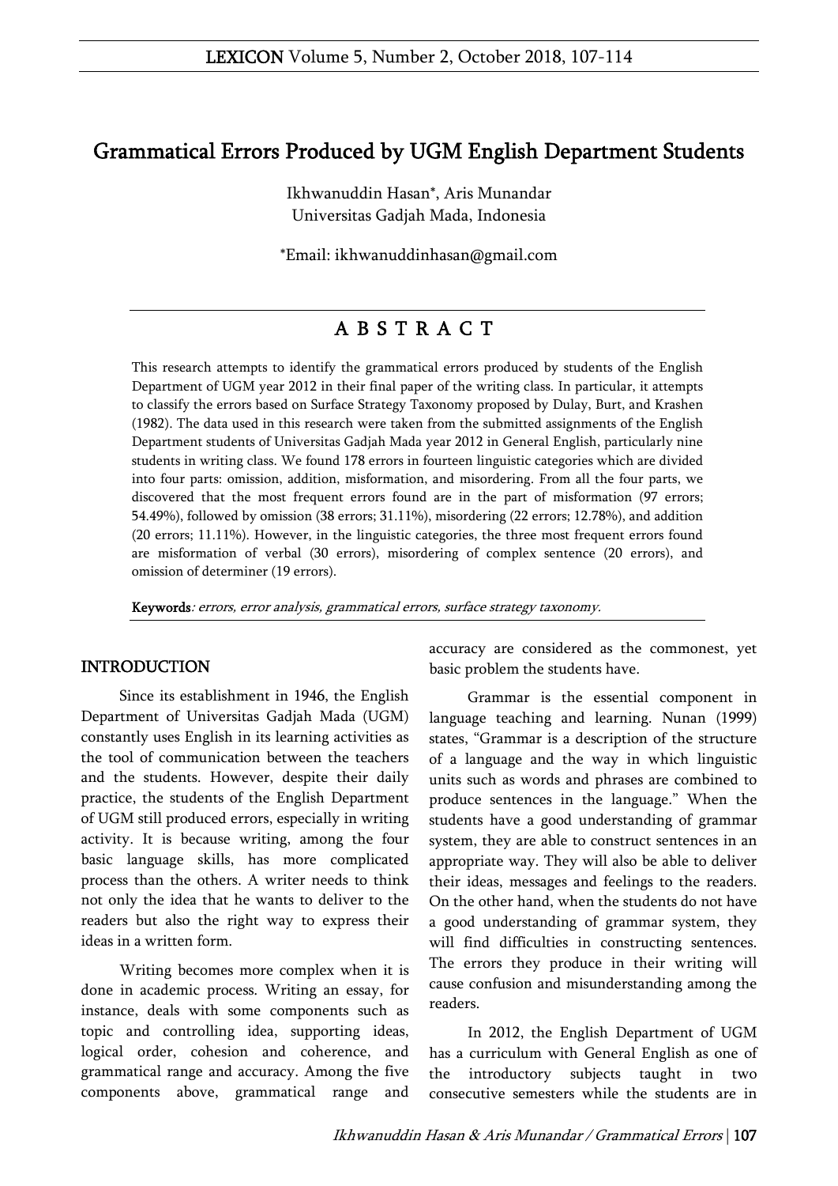# Grammatical Errors Produced by UGM English Department Students

Ikhwanuddin Hasan*, Aris Munandar
Universitas Gadjah Mada, Indonesia

*Email: ikhwanuddinhasan@gmail.com

## A B S T R A C T

This research attempts to identify the grammatical errors produced by students of the English Department of UGM year 2012 in their final paper of the writing class. In particular, it attempts to classify the errors based on Surface Strategy Taxonomy proposed by Dulay, Burt, and Krashen (1982). The data used in this research were taken from the submitted assignments of the English Department students of Universitas Gadjah Mada year 2012 in General English, particularly nine students in writing class. We found 178 errors in fourteen linguistic categories which are divided into four parts: omission, addition, misformation, and misordering. From all the four parts, we discovered that the most frequent errors found are in the part of misformation (97 errors; 54.49%), followed by omission (38 errors; 31.11%), misordering (22 errors; 12.78%), and addition (20 errors; 11.11%). However, in the linguistic categories, the three most frequent errors found are misformation of verbal (30 errors), misordering of complex sentence (20 errors), and omission of determiner (19 errors).

**Keywords**: *errors, error analysis, grammatical errors, surface strategy taxonomy.*

## INTRODUCTION

Since its establishment in 1946, the English Department of Universitas Gadjah Mada (UGM) constantly uses English in its learning activities as the tool of communication between the teachers and the students. However, despite their daily practice, the students of the English Department of UGM still produced errors, especially in writing activity. It is because writing, among the four basic language skills, has more complicated process than the others. A writer needs to think not only the idea that he wants to deliver to the readers but also the right way to express their ideas in a written form.

Writing becomes more complex when it is done in academic process. Writing an essay, for instance, deals with some components such as topic and controlling idea, supporting ideas, logical order, cohesion and coherence, and grammatical range and accuracy. Among the five components above, grammatical range and accuracy are considered as the commonest, yet basic problem the students have.

Grammar is the essential component in language teaching and learning. Nunan (1999) states, "Grammar is a description of the structure of a language and the way in which linguistic units such as words and phrases are combined to produce sentences in the language." When the students have a good understanding of grammar system, they are able to construct sentences in an appropriate way. They will also be able to deliver their ideas, messages and feelings to the readers. On the other hand, when the students do not have a good understanding of grammar system, they will find difficulties in constructing sentences. The errors they produce in their writing will cause confusion and misunderstanding among the readers.

In 2012, the English Department of UGM has a curriculum with General English as one of the introductory subjects taught in two consecutive semesters while the students are in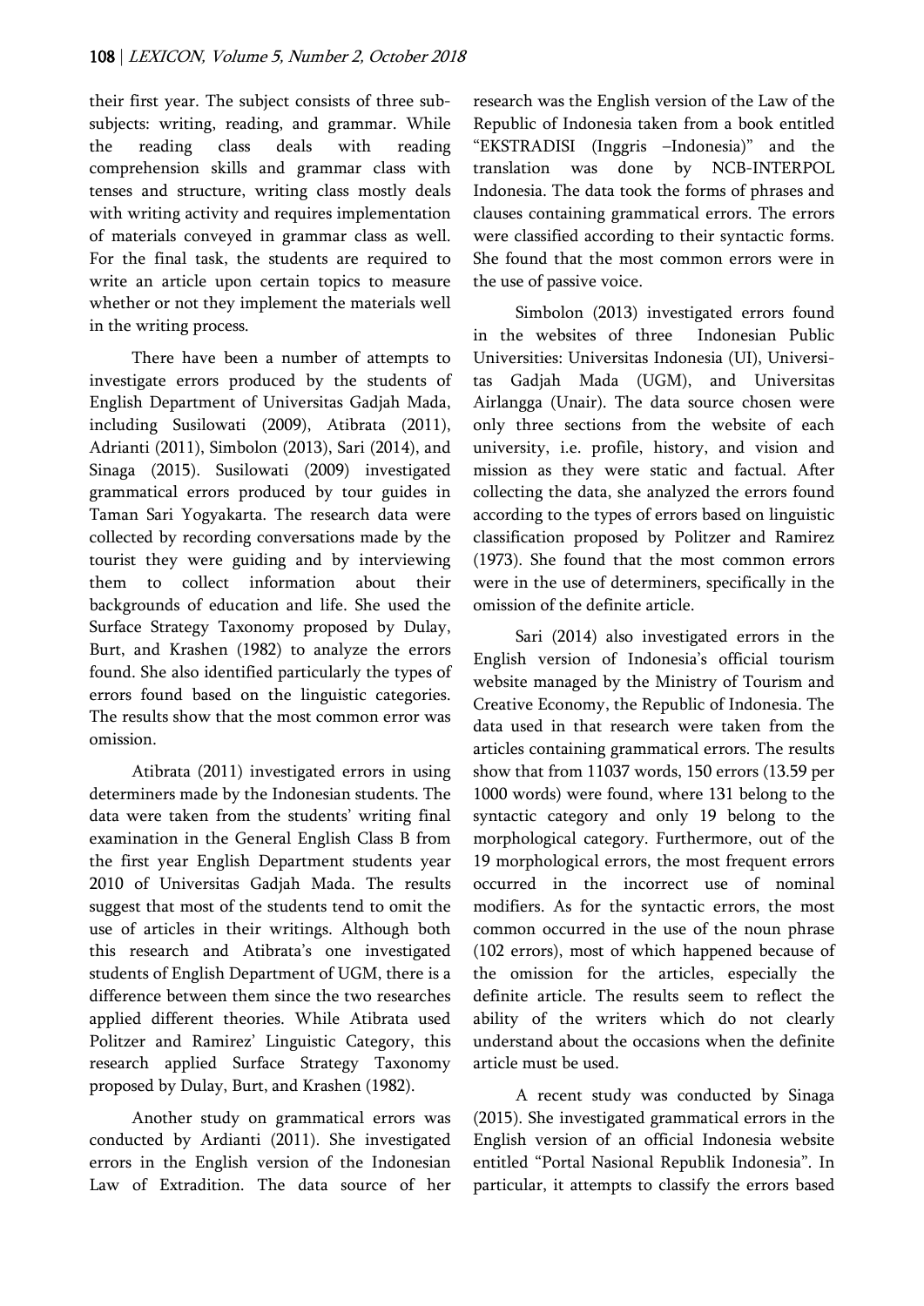their first year. The subject consists of three sub-subjects: writing, reading, and grammar. While the reading class deals with reading comprehension skills and grammar class with tenses and structure, writing class mostly deals with writing activity and requires implementation of materials conveyed in grammar class as well. For the final task, the students are required to write an article upon certain topics to measure whether or not they implement the materials well in the writing process.

There have been a number of attempts to investigate errors produced by the students of English Department of Universitas Gadjah Mada, including Susilowati (2009), Atibrata (2011), Adrianti (2011), Simbolon (2013), Sari (2014), and Sinaga (2015). Susilowati (2009) investigated grammatical errors produced by tour guides in Taman Sari Yogyakarta. The research data were collected by recording conversations made by the tourist they were guiding and by interviewing them to collect information about their backgrounds of education and life. She used the Surface Strategy Taxonomy proposed by Dulay, Burt, and Krashen (1982) to analyze the errors found. She also identified particularly the types of errors found based on the linguistic categories. The results show that the most common error was omission.

Atibrata (2011) investigated errors in using determiners made by the Indonesian students. The data were taken from the students' writing final examination in the General English Class B from the first year English Department students year 2010 of Universitas Gadjah Mada. The results suggest that most of the students tend to omit the use of articles in their writings. Although both this research and Atibrata's one investigated students of English Department of UGM, there is a difference between them since the two researches applied different theories. While Atibrata used Politzer and Ramirez' Linguistic Category, this research applied Surface Strategy Taxonomy proposed by Dulay, Burt, and Krashen (1982).

Another study on grammatical errors was conducted by Ardianti (2011). She investigated errors in the English version of the Indonesian Law of Extradition. The data source of her research was the English version of the Law of the Republic of Indonesia taken from a book entitled "EKSTRADISI (Inggris –Indonesia)" and the translation was done by NCB-INTERPOL Indonesia. The data took the forms of phrases and clauses containing grammatical errors. The errors were classified according to their syntactic forms. She found that the most common errors were in the use of passive voice.

Simbolon (2013) investigated errors found in the websites of three Indonesian Public Universities: Universitas Indonesia (UI), Universitas Gadjah Mada (UGM), and Universitas Airlangga (Unair). The data source chosen were only three sections from the website of each university, i.e. profile, history, and vision and mission as they were static and factual. After collecting the data, she analyzed the errors found according to the types of errors based on linguistic classification proposed by Politzer and Ramirez (1973). She found that the most common errors were in the use of determiners, specifically in the omission of the definite article.

Sari (2014) also investigated errors in the English version of Indonesia's official tourism website managed by the Ministry of Tourism and Creative Economy, the Republic of Indonesia. The data used in that research were taken from the articles containing grammatical errors. The results show that from 11037 words, 150 errors (13.59 per 1000 words) were found, where 131 belong to the syntactic category and only 19 belong to the morphological category. Furthermore, out of the 19 morphological errors, the most frequent errors occurred in the incorrect use of nominal modifiers. As for the syntactic errors, the most common occurred in the use of the noun phrase (102 errors), most of which happened because of the omission for the articles, especially the definite article. The results seem to reflect the ability of the writers which do not clearly understand about the occasions when the definite article must be used.

A recent study was conducted by Sinaga (2015). She investigated grammatical errors in the English version of an official Indonesia website entitled "Portal Nasional Republik Indonesia". In particular, it attempts to classify the errors based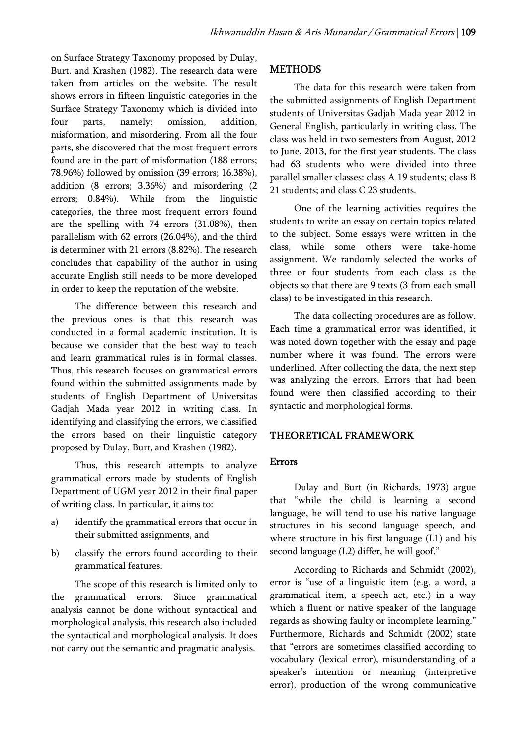on Surface Strategy Taxonomy proposed by Dulay, Burt, and Krashen (1982). The research data were taken from articles on the website. The result shows errors in fifteen linguistic categories in the Surface Strategy Taxonomy which is divided into four parts, namely: omission, addition, misformation, and misordering. From all the four parts, she discovered that the most frequent errors found are in the part of misformation (188 errors; 78.96%) followed by omission (39 errors; 16.38%), addition (8 errors; 3.36%) and misordering (2 errors; 0.84%). While from the linguistic categories, the three most frequent errors found are the spelling with 74 errors (31.08%), then parallelism with 62 errors (26.04%), and the third is determiner with 21 errors (8.82%). The research concludes that capability of the author in using accurate English still needs to be more developed in order to keep the reputation of the website.

The difference between this research and the previous ones is that this research was conducted in a formal academic institution. It is because we consider that the best way to teach and learn grammatical rules is in formal classes. Thus, this research focuses on grammatical errors found within the submitted assignments made by students of English Department of Universitas Gadjah Mada year 2012 in writing class. In identifying and classifying the errors, we classified the errors based on their linguistic category proposed by Dulay, Burt, and Krashen (1982).

Thus, this research attempts to analyze grammatical errors made by students of English Department of UGM year 2012 in their final paper of writing class. In particular, it aims to:

a) identify the grammatical errors that occur in their submitted assignments, and
b) classify the errors found according to their grammatical features.

The scope of this research is limited only to the grammatical errors. Since grammatical analysis cannot be done without syntactical and morphological analysis, this research also included the syntactical and morphological analysis. It does not carry out the semantic and pragmatic analysis.

## METHODS

The data for this research were taken from the submitted assignments of English Department students of Universitas Gadjah Mada year 2012 in General English, particularly in writing class. The class was held in two semesters from August, 2012 to June, 2013, for the first year students. The class had 63 students who were divided into three parallel smaller classes: class A 19 students; class B 21 students; and class C 23 students.

One of the learning activities requires the students to write an essay on certain topics related to the subject. Some essays were written in the class, while some others were take-home assignment. We randomly selected the works of three or four students from each class as the objects so that there are 9 texts (3 from each small class) to be investigated in this research.

The data collecting procedures are as follow. Each time a grammatical error was identified, it was noted down together with the essay and page number where it was found. The errors were underlined. After collecting the data, the next step was analyzing the errors. Errors that had been found were then classified according to their syntactic and morphological forms.

## THEORETICAL FRAMEWORK

### Errors

Dulay and Burt (in Richards, 1973) argue that "while the child is learning a second language, he will tend to use his native language structures in his second language speech, and where structure in his first language (L1) and his second language (L2) differ, he will goof."

According to Richards and Schmidt (2002), error is "use of a linguistic item (e.g. a word, a grammatical item, a speech act, etc.) in a way which a fluent or native speaker of the language regards as showing faulty or incomplete learning." Furthermore, Richards and Schmidt (2002) state that "errors are sometimes classified according to vocabulary (lexical error), misunderstanding of a speaker's intention or meaning (interpretive error), production of the wrong communicative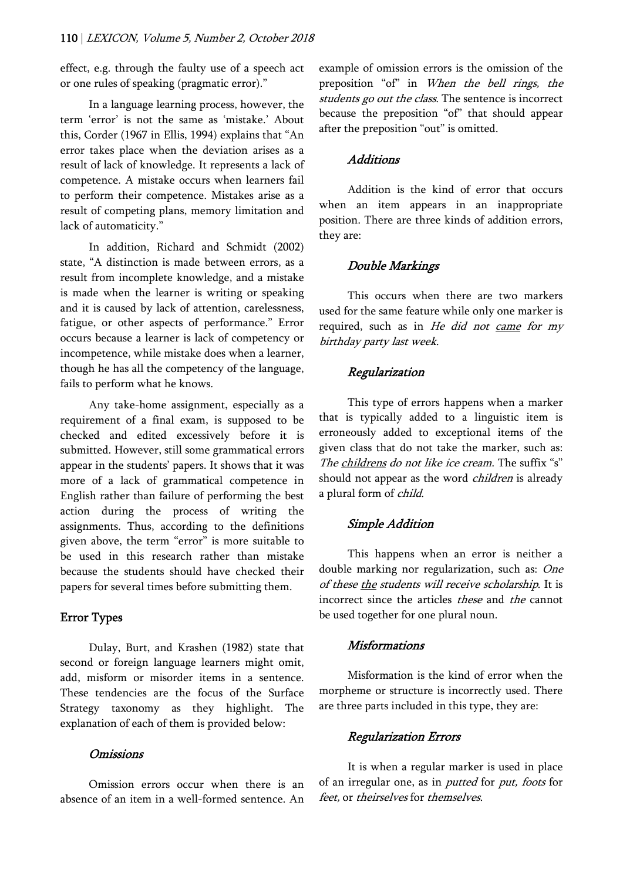effect, e.g. through the faulty use of a speech act or one rules of speaking (pragmatic error)."

In a language learning process, however, the term 'error' is not the same as 'mistake.' About this, Corder (1967 in Ellis, 1994) explains that "An error takes place when the deviation arises as a result of lack of knowledge. It represents a lack of competence. A mistake occurs when learners fail to perform their competence. Mistakes arise as a result of competing plans, memory limitation and lack of automaticity."

In addition, Richard and Schmidt (2002) state, "A distinction is made between errors, as a result from incomplete knowledge, and a mistake is made when the learner is writing or speaking and it is caused by lack of attention, carelessness, fatigue, or other aspects of performance." Error occurs because a learner is lack of competency or incompetence, while mistake does when a learner, though he has all the competency of the language, fails to perform what he knows.

Any take-home assignment, especially as a requirement of a final exam, is supposed to be checked and edited excessively before it is submitted. However, still some grammatical errors appear in the students' papers. It shows that it was more of a lack of grammatical competence in English rather than failure of performing the best action during the process of writing the assignments. Thus, according to the definitions given above, the term "error" is more suitable to be used in this research rather than mistake because the students should have checked their papers for several times before submitting them.

## Error Types

Dulay, Burt, and Krashen (1982) state that second or foreign language learners might omit, add, misform or misorder items in a sentence. These tendencies are the focus of the Surface Strategy taxonomy as they highlight. The explanation of each of them is provided below:

### *Omissions*

Omission errors occur when there is an absence of an item in a well-formed sentence. An example of omission errors is the omission of the preposition "of" in *When the bell rings, the students go out the class*. The sentence is incorrect because the preposition "of" that should appear after the preposition "out" is omitted.

### *Additions*

Addition is the kind of error that occurs when an item appears in an inappropriate position. There are three kinds of addition errors, they are:

#### *Double Markings*

This occurs when there are two markers used for the same feature while only one marker is required, such as in *He did not came for my birthday party last week*.

#### *Regularization*

This type of errors happens when a marker that is typically added to a linguistic item is erroneously added to exceptional items of the given class that do not take the marker, such as: *The childrens do not like ice cream*. The suffix "s" should not appear as the word *children* is already a plural form of *child*.

#### *Simple Addition*

This happens when an error is neither a double marking nor regularization, such as: *One of these the students will receive scholarship*. It is incorrect since the articles *these* and *the* cannot be used together for one plural noun.

### *Misformations*

Misformation is the kind of error when the morpheme or structure is incorrectly used. There are three parts included in this type, they are:

#### *Regularization Errors*

It is when a regular marker is used in place of an irregular one, as in *putted* for *put, foots* for *feet,* or *theirselves* for *themselves*.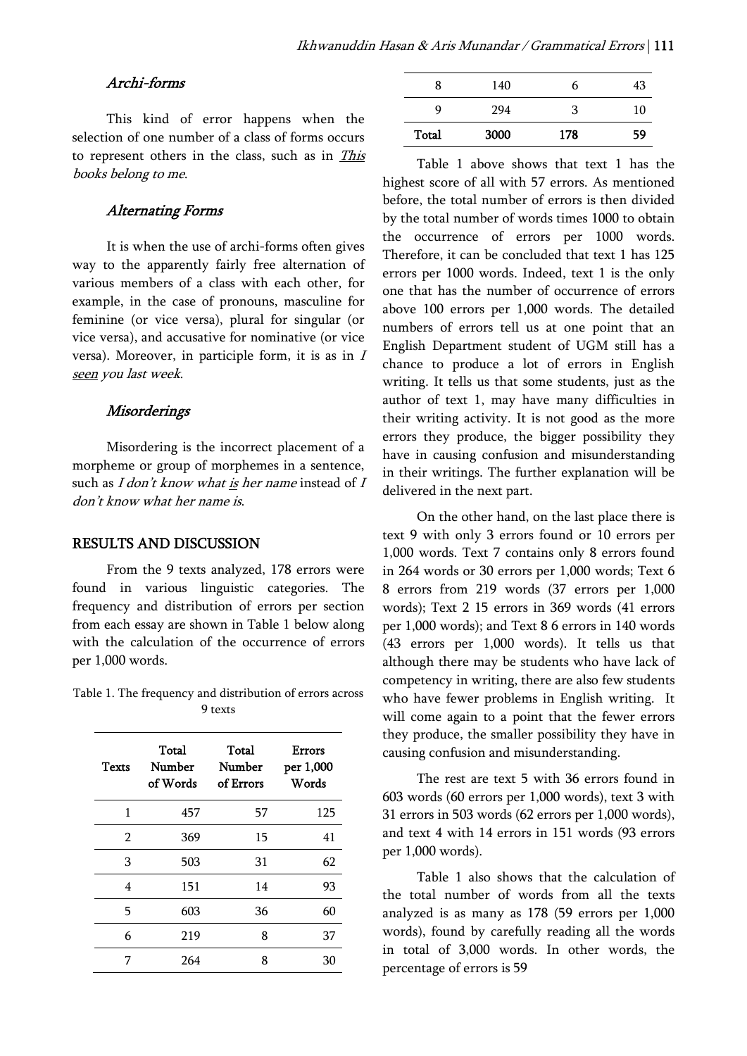### *Archi-forms*

This kind of error happens when the selection of one number of a class of forms occurs to represent others in the class, such as in *This books belong to me*.

### *Alternating Forms*

It is when the use of archi-forms often gives way to the apparently fairly free alternation of various members of a class with each other, for example, in the case of pronouns, masculine for feminine (or vice versa), plural for singular (or vice versa), and accusative for nominative (or vice versa). Moreover, in participle form, it is as in *I seen you last week*.

### *Misorderings*

Misordering is the incorrect placement of a morpheme or group of morphemes in a sentence, such as *I don't know what is her name* instead of *I don't know what her name is*.

## RESULTS AND DISCUSSION

From the 9 texts analyzed, 178 errors were found in various linguistic categories. The frequency and distribution of errors per section from each essay are shown in Table 1 below along with the calculation of the occurrence of errors per 1,000 words.

Table 1. The frequency and distribution of errors across 9 texts

| Texts | Total Number of Words | Total Number of Errors | Errors per 1,000 Words |
|---|---|---|---|
| 1 | 457 | 57 | 125 |
| 2 | 369 | 15 | 41 |
| 3 | 503 | 31 | 62 |
| 4 | 151 | 14 | 93 |
| 5 | 603 | 36 | 60 |
| 6 | 219 | 8 | 37 |
| 7 | 264 | 8 | 30 |
| 8 | 140 | 6 | 43 |
| 9 | 294 | 3 | 10 |
| **Total** | **3000** | **178** | **59** |

Table 1 above shows that text 1 has the highest score of all with 57 errors. As mentioned before, the total number of errors is then divided by the total number of words times 1000 to obtain the occurrence of errors per 1000 words. Therefore, it can be concluded that text 1 has 125 errors per 1000 words. Indeed, text 1 is the only one that has the number of occurrence of errors above 100 errors per 1,000 words. The detailed numbers of errors tell us at one point that an English Department student of UGM still has a chance to produce a lot of errors in English writing. It tells us that some students, just as the author of text 1, may have many difficulties in their writing activity. It is not good as the more errors they produce, the bigger possibility they have in causing confusion and misunderstanding in their writings. The further explanation will be delivered in the next part.

On the other hand, on the last place there is text 9 with only 3 errors found or 10 errors per 1,000 words. Text 7 contains only 8 errors found in 264 words or 30 errors per 1,000 words; Text 6 8 errors from 219 words (37 errors per 1,000 words); Text 2 15 errors in 369 words (41 errors per 1,000 words); and Text 8 6 errors in 140 words (43 errors per 1,000 words). It tells us that although there may be students who have lack of competency in writing, there are also few students who have fewer problems in English writing. It will come again to a point that the fewer errors they produce, the smaller possibility they have in causing confusion and misunderstanding.

The rest are text 5 with 36 errors found in 603 words (60 errors per 1,000 words), text 3 with 31 errors in 503 words (62 errors per 1,000 words), and text 4 with 14 errors in 151 words (93 errors per 1,000 words).

Table 1 also shows that the calculation of the total number of words from all the texts analyzed is as many as 178 (59 errors per 1,000 words), found by carefully reading all the words in total of 3,000 words. In other words, the percentage of errors is 59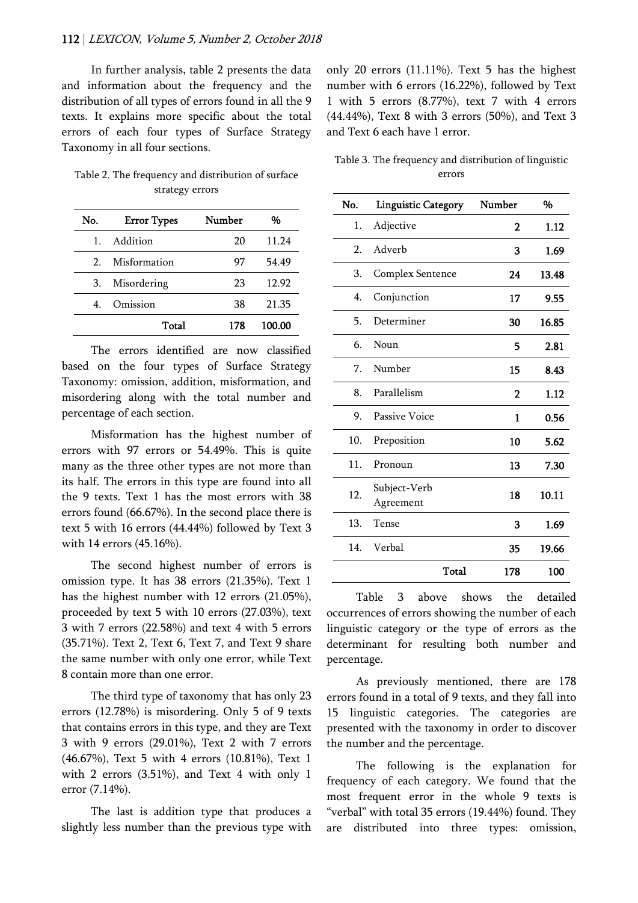In further analysis, table 2 presents the data and information about the frequency and the distribution of all types of errors found in all the 9 texts. It explains more specific about the total errors of each four types of Surface Strategy Taxonomy in all four sections.

Table 2. The frequency and distribution of surface strategy errors

| No. | Error Types | Number | % |
|---|---|---|---|
| 1. | Addition | 20 | 11.24 |
| 2. | Misformation | 97 | 54.49 |
| 3. | Misordering | 23 | 12.92 |
| 4. | Omission | 38 | 21.35 |
| | **Total** | **178** | **100.00** |

The errors identified are now classified based on the four types of Surface Strategy Taxonomy: omission, addition, misformation, and misordering along with the total number and percentage of each section.

Misformation has the highest number of errors with 97 errors or 54.49%. This is quite many as the three other types are not more than its half. The errors in this type are found into all the 9 texts. Text 1 has the most errors with 38 errors found (66.67%). In the second place there is text 5 with 16 errors (44.44%) followed by Text 3 with 14 errors (45.16%).

The second highest number of errors is omission type. It has 38 errors (21.35%). Text 1 has the highest number with 12 errors (21.05%), proceeded by text 5 with 10 errors (27.03%), text 3 with 7 errors (22.58%) and text 4 with 5 errors (35.71%). Text 2, Text 6, Text 7, and Text 9 share the same number with only one error, while Text 8 contain more than one error.

The third type of taxonomy that has only 23 errors (12.78%) is misordering. Only 5 of 9 texts that contains errors in this type, and they are Text 3 with 9 errors (29.01%), Text 2 with 7 errors (46.67%), Text 5 with 4 errors (10.81%), Text 1 with 2 errors (3.51%), and Text 4 with only 1 error (7.14%).

The last is addition type that produces a slightly less number than the previous type with only 20 errors (11.11%). Text 5 has the highest number with 6 errors (16.22%), followed by Text 1 with 5 errors (8.77%), text 7 with 4 errors (44.44%), Text 8 with 3 errors (50%), and Text 3 and Text 6 each have 1 error.

Table 3. The frequency and distribution of linguistic errors

| No. | Linguistic Category | Number | % |
|---|---|---|---|
| 1. | Adjective | **2** | **1.12** |
| 2. | Adverb | **3** | **1.69** |
| 3. | Complex Sentence | **24** | **13.48** |
| 4. | Conjunction | **17** | **9.55** |
| 5. | Determiner | **30** | **16.85** |
| 6. | Noun | **5** | **2.81** |
| 7. | Number | **15** | **8.43** |
| 8. | Parallelism | **2** | **1.12** |
| 9. | Passive Voice | **1** | **0.56** |
| 10. | Preposition | **10** | **5.62** |
| 11. | Pronoun | **13** | **7.30** |
| 12. | Subject-Verb Agreement | **18** | **10.11** |
| 13. | Tense | **3** | **1.69** |
| 14. | Verbal | **35** | **19.66** |
| | **Total** | **178** | **100** |

Table 3 above shows the detailed occurrences of errors showing the number of each linguistic category or the type of errors as the determinant for resulting both number and percentage.

As previously mentioned, there are 178 errors found in a total of 9 texts, and they fall into 15 linguistic categories. The categories are presented with the taxonomy in order to discover the number and the percentage.

The following is the explanation for frequency of each category. We found that the most frequent error in the whole 9 texts is "verbal" with total 35 errors (19.44%) found. They are distributed into three types: omission,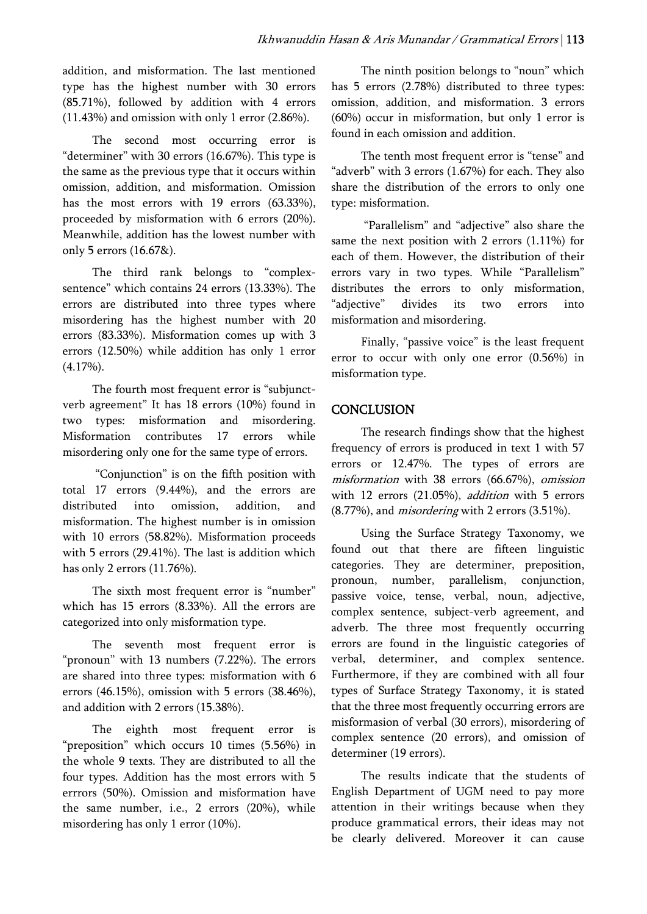addition, and misformation. The last mentioned type has the highest number with 30 errors (85.71%), followed by addition with 4 errors (11.43%) and omission with only 1 error (2.86%).

The second most occurring error is "determiner" with 30 errors (16.67%). This type is the same as the previous type that it occurs within omission, addition, and misformation. Omission has the most errors with 19 errors (63.33%), proceeded by misformation with 6 errors (20%). Meanwhile, addition has the lowest number with only 5 errors (16.67&).

The third rank belongs to "complex-sentence" which contains 24 errors (13.33%). The errors are distributed into three types where misordering has the highest number with 20 errors (83.33%). Misformation comes up with 3 errors (12.50%) while addition has only 1 error (4.17%).

The fourth most frequent error is "subjunct-verb agreement" It has 18 errors (10%) found in two types: misformation and misordering. Misformation contributes 17 errors while misordering only one for the same type of errors.

"Conjunction" is on the fifth position with total 17 errors (9.44%), and the errors are distributed into omission, addition, and misformation. The highest number is in omission with 10 errors (58.82%). Misformation proceeds with 5 errors (29.41%). The last is addition which has only 2 errors (11.76%).

The sixth most frequent error is "number" which has 15 errors (8.33%). All the errors are categorized into only misformation type.

The seventh most frequent error is "pronoun" with 13 numbers (7.22%). The errors are shared into three types: misformation with 6 errors (46.15%), omission with 5 errors (38.46%), and addition with 2 errors (15.38%).

The eighth most frequent error is "preposition" which occurs 10 times (5.56%) in the whole 9 texts. They are distributed to all the four types. Addition has the most errors with 5 errrors (50%). Omission and misformation have the same number, i.e., 2 errors (20%), while misordering has only 1 error (10%).

The ninth position belongs to "noun" which has 5 errors (2.78%) distributed to three types: omission, addition, and misformation. 3 errors (60%) occur in misformation, but only 1 error is found in each omission and addition.

The tenth most frequent error is "tense" and "adverb" with 3 errors (1.67%) for each. They also share the distribution of the errors to only one type: misformation.

"Parallelism" and "adjective" also share the same the next position with 2 errors (1.11%) for each of them. However, the distribution of their errors vary in two types. While "Parallelism" distributes the errors to only misformation, "adjective" divides its two errors into misformation and misordering.

Finally, "passive voice" is the least frequent error to occur with only one error (0.56%) in misformation type.

## CONCLUSION

The research findings show that the highest frequency of errors is produced in text 1 with 57 errors or 12.47%. The types of errors are *misformation* with 38 errors (66.67%), *omission* with 12 errors (21.05%), *addition* with 5 errors (8.77%), and *misordering* with 2 errors (3.51%).

Using the Surface Strategy Taxonomy, we found out that there are fifteen linguistic categories. They are determiner, preposition, pronoun, number, parallelism, conjunction, passive voice, tense, verbal, noun, adjective, complex sentence, subject-verb agreement, and adverb. The three most frequently occurring errors are found in the linguistic categories of verbal, determiner, and complex sentence. Furthermore, if they are combined with all four types of Surface Strategy Taxonomy, it is stated that the three most frequently occurring errors are misformasion of verbal (30 errors), misordering of complex sentence (20 errors), and omission of determiner (19 errors).

The results indicate that the students of English Department of UGM need to pay more attention in their writings because when they produce grammatical errors, their ideas may not be clearly delivered. Moreover it can cause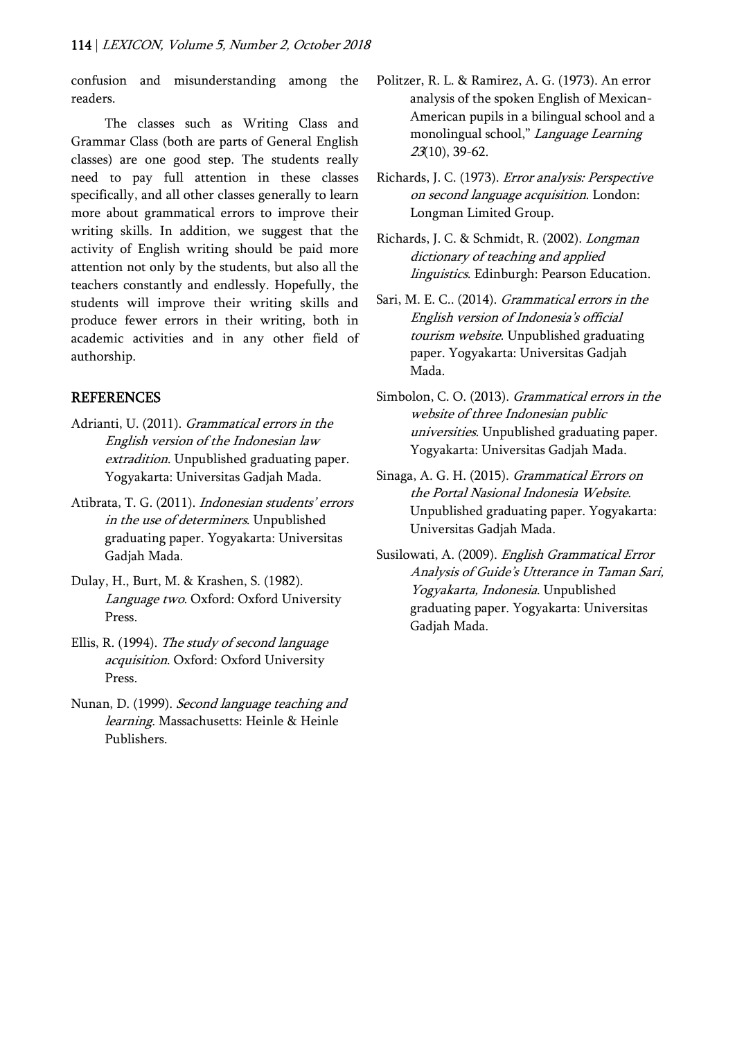confusion and misunderstanding among the readers.

The classes such as Writing Class and Grammar Class (both are parts of General English classes) are one good step. The students really need to pay full attention in these classes specifically, and all other classes generally to learn more about grammatical errors to improve their writing skills. In addition, we suggest that the activity of English writing should be paid more attention not only by the students, but also all the teachers constantly and endlessly. Hopefully, the students will improve their writing skills and produce fewer errors in their writing, both in academic activities and in any other field of authorship.

## REFERENCES

Adrianti, U. (2011). *Grammatical errors in the English version of the Indonesian law extradition*. Unpublished graduating paper. Yogyakarta: Universitas Gadjah Mada.

Atibrata, T. G. (2011). *Indonesian students' errors in the use of determiners*. Unpublished graduating paper. Yogyakarta: Universitas Gadjah Mada.

Dulay, H., Burt, M. & Krashen, S. (1982). *Language two*. Oxford: Oxford University Press.

Ellis, R. (1994). *The study of second language acquisition*. Oxford: Oxford University Press.

Nunan, D. (1999). *Second language teaching and learning*. Massachusetts: Heinle & Heinle Publishers.

Politzer, R. L. & Ramirez, A. G. (1973). An error analysis of the spoken English of Mexican-American pupils in a bilingual school and a monolingual school," *Language Learning 23*(10), 39-62.

Richards, J. C. (1973). *Error analysis: Perspective on second language acquisition*. London: Longman Limited Group.

Richards, J. C. & Schmidt, R. (2002). *Longman dictionary of teaching and applied linguistics*. Edinburgh: Pearson Education.

Sari, M. E. C.. (2014). *Grammatical errors in the English version of Indonesia's official tourism website*. Unpublished graduating paper. Yogyakarta: Universitas Gadjah Mada.

Simbolon, C. O. (2013). *Grammatical errors in the website of three Indonesian public universities*. Unpublished graduating paper. Yogyakarta: Universitas Gadjah Mada.

Sinaga, A. G. H. (2015). *Grammatical Errors on the Portal Nasional Indonesia Website*. Unpublished graduating paper. Yogyakarta: Universitas Gadjah Mada.

Susilowati, A. (2009). *English Grammatical Error Analysis of Guide's Utterance in Taman Sari, Yogyakarta, Indonesia*. Unpublished graduating paper. Yogyakarta: Universitas Gadjah Mada.